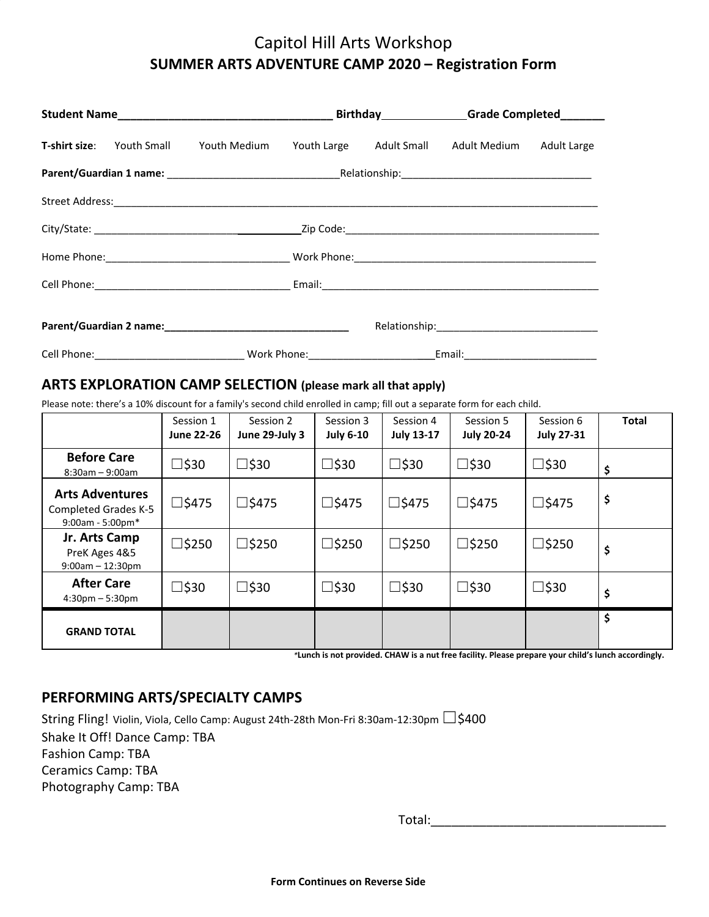# Capitol Hill Arts Workshop

## SUMMER ARTS ADVENTURE CAMP 2020 – Registration Form

**Student Name**_________________________________ **Birthday**_____________ **Grade Completed**_______

**T-shirt size**: Youth Small Youth Medium Youth Large Adult Small Adult Medium Adult Large

**Parent/Guardian 1 name:** ______________________________Relationship:_________________________________

Street Address:___________________________________________________________________________________________

City/State: ___________________________________Zip Code:_______________________________________________

Home Phone:________________________________ Work Phone:____________________________________________

Cell Phone:__________________________________ Email:_____________________________________________________

**Parent/Guardian 2 name:**_________________________________ Relationship:____________________________

Cell Phone:__________________________ Work Phone:______________________Email:________________________

## ARTS EXPLORATION CAMP SELECTION (please mark all that apply)

Please note: there's a 10% discount for a family's second child enrolled in camp; fill out a separate form for each child.

| | Session 1 **June 22-26** | Session 2 **June 29-July 3** | Session 3 **July 6-10** | Session 4 **July 13-17** | Session 5 **July 20-24** | Session 6 **July 27-31** | **Total** |
|---|---|---|---|---|---|---|---|
| **Before Care** 8:30am – 9:00am | ☐$30 | ☐$30 | ☐$30 | ☐$30 | ☐$30 | ☐$30 | $ |
| **Arts Adventures** Completed Grades K-5 9:00am - 5:00pm* | ☐$475 | ☐$475 | ☐$475 | ☐$475 | ☐$475 | ☐$475 | $ |
| **Jr. Arts Camp** PreK Ages 4&5 9:00am – 12:30pm | ☐$250 | ☐$250 | ☐$250 | ☐$250 | ☐$250 | ☐$250 | $ |
| **After Care** 4:30pm – 5:30pm | ☐$30 | ☐$30 | ☐$30 | ☐$30 | ☐$30 | ☐$30 | $ |
| **GRAND TOTAL** | | | | | | | $ |

**\*Lunch is not provided. CHAW is a nut free facility. Please prepare your child's lunch accordingly.**

## PERFORMING ARTS/SPECIALTY CAMPS

String Fling! Violin, Viola, Cello Camp: August 24th-28th Mon-Fri 8:30am-12:30pm ☐$400

Shake It Off! Dance Camp: TBA

Fashion Camp: TBA

Ceramics Camp: TBA

Photography Camp: TBA

Total:_________________________________

**Form Continues on Reverse Side**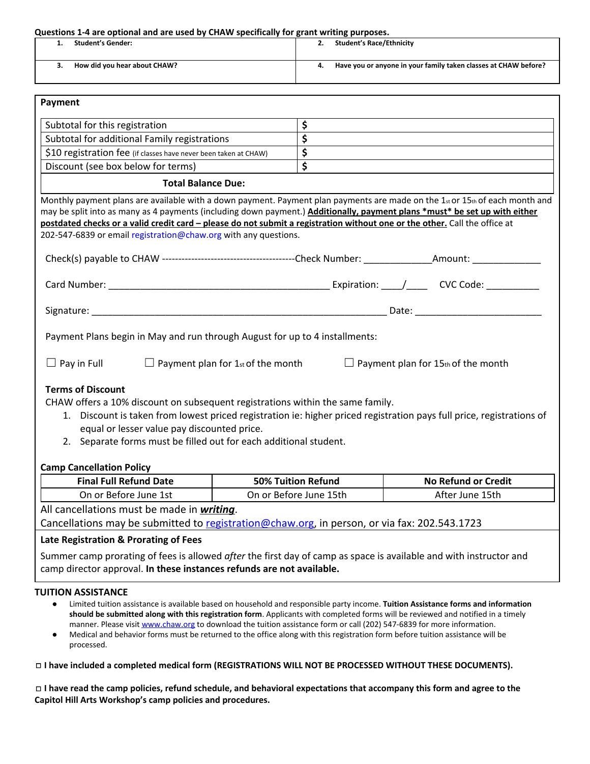**Questions 1-4 are optional and are used by CHAW specifically for grant writing purposes.**

| | |
|---|---|
| 1. **Student's Gender:** | 2. **Student's Race/Ethnicity** |
| 3. **How did you hear about CHAW?** | 4. **Have you or anyone in your family taken classes at CHAW before?** |

**Payment**

| | |
|---|---|
| Subtotal for this registration | $ |
| Subtotal for additional Family registrations | $ |
| $10 registration fee (if classes have never been taken at CHAW) | $ |
| Discount (see box below for terms) | $ |
| **Total Balance Due:** | |

Monthly payment plans are available with a down payment. Payment plan payments are made on the 1st or 15th of each month and may be split into as many as 4 payments (including down payment.) **Additionally, payment plans *must* be set up with either postdated checks or a valid credit card – please do not submit a registration without one or the other.** Call the office at 202-547-6839 or email registration@chaw.org with any questions.

Check(s) payable to CHAW ----------------------------------------Check Number: _____________Amount: _____________

Card Number: ___________________________________________ Expiration: ____/____ CVC Code: __________

Signature: __________________________________________________________ Date: ________________________

Payment Plans begin in May and run through August for up to 4 installments:

☐ Pay in Full ☐ Payment plan for 1st of the month ☐ Payment plan for 15th of the month

**Terms of Discount**

CHAW offers a 10% discount on subsequent registrations within the same family.

1. Discount is taken from lowest priced registration ie: higher priced registration pays full price, registrations of equal or lesser value pay discounted price.
2. Separate forms must be filled out for each additional student.

**Camp Cancellation Policy**

| Final Full Refund Date | 50% Tuition Refund | No Refund or Credit |
|---|---|---|
| On or Before June 1st | On or Before June 15th | After June 15th |

All cancellations must be made in ***writing***.

Cancellations may be submitted to registration@chaw.org, in person, or via fax: 202.543.1723

**Late Registration & Prorating of Fees**

Summer camp prorating of fees is allowed *after* the first day of camp as space is available and with instructor and camp director approval. **In these instances refunds are not available.**

**TUITION ASSISTANCE**

- Limited tuition assistance is available based on household and responsible party income. **Tuition Assistance forms and information should be submitted along with this registration form**. Applicants with completed forms will be reviewed and notified in a timely manner. Please visit www.chaw.org to download the tuition assistance form or call (202) 547-6839 for more information.
- Medical and behavior forms must be returned to the office along with this registration form before tuition assistance will be processed.

**☐ I have included a completed medical form (REGISTRATIONS WILL NOT BE PROCESSED WITHOUT THESE DOCUMENTS).**

**☐ I have read the camp policies, refund schedule, and behavioral expectations that accompany this form and agree to the Capitol Hill Arts Workshop's camp policies and procedures.**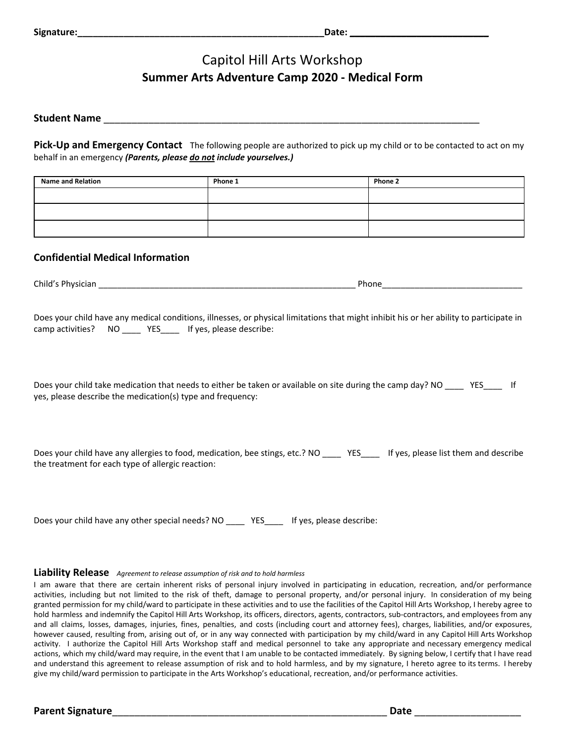**Signature:**\_\_\_\_\_\_\_\_\_\_\_\_\_\_\_\_\_\_\_\_\_\_\_\_\_\_\_\_\_\_\_\_\_\_\_\_\_\_\_\_\_\_\_\_\_\_\_\_**Date:** \_\_\_\_\_\_\_\_\_\_\_\_\_\_\_\_\_\_\_\_\_\_\_\_\_\_\_

# Capitol Hill Arts Workshop

## Summer Arts Adventure Camp 2020 - Medical Form

**Student Name** \_\_\_\_\_\_\_\_\_\_\_\_\_\_\_\_\_\_\_\_\_\_\_\_\_\_\_\_\_\_\_\_\_\_\_\_\_\_\_\_\_\_\_\_\_\_\_\_\_\_\_\_\_\_\_\_\_\_\_\_\_\_\_\_\_\_\_\_\_\_\_\_\_\_

**Pick-Up and Emergency Contact** The following people are authorized to pick up my child or to be contacted to act on my behalf in an emergency ***(Parents, please do not include yourselves.)***

| Name and Relation | Phone 1 | Phone 2 |
|---|---|---|
| | | |
| | | |
| | | |

### Confidential Medical Information

Child's Physician \_\_\_\_\_\_\_\_\_\_\_\_\_\_\_\_\_\_\_\_\_\_\_\_\_\_\_\_\_\_\_\_\_\_\_\_\_\_\_\_\_\_\_\_\_\_\_\_\_\_\_\_\_\_\_\_ Phone\_\_\_\_\_\_\_\_\_\_\_\_\_\_\_\_\_\_\_\_\_\_\_\_\_\_\_\_\_\_

Does your child have any medical conditions, illnesses, or physical limitations that might inhibit his or her ability to participate in camp activities? NO \_\_\_\_ YES\_\_\_\_ If yes, please describe:

Does your child take medication that needs to either be taken or available on site during the camp day? NO \_\_\_\_ YES\_\_\_\_ If yes, please describe the medication(s) type and frequency:

Does your child have any allergies to food, medication, bee stings, etc.? NO \_\_\_\_ YES\_\_\_\_ If yes, please list them and describe the treatment for each type of allergic reaction:

Does your child have any other special needs? NO \_\_\_\_ YES\_\_\_\_ If yes, please describe:

**Liability Release** *Agreement to release assumption of risk and to hold harmless*

I am aware that there are certain inherent risks of personal injury involved in participating in education, recreation, and/or performance activities, including but not limited to the risk of theft, damage to personal property, and/or personal injury. In consideration of my being granted permission for my child/ward to participate in these activities and to use the facilities of the Capitol Hill Arts Workshop, I hereby agree to hold harmless and indemnify the Capitol Hill Arts Workshop, its officers, directors, agents, contractors, sub-contractors, and employees from any and all claims, losses, damages, injuries, fines, penalties, and costs (including court and attorney fees), charges, liabilities, and/or exposures, however caused, resulting from, arising out of, or in any way connected with participation by my child/ward in any Capitol Hill Arts Workshop activity. I authorize the Capitol Hill Arts Workshop staff and medical personnel to take any appropriate and necessary emergency medical actions, which my child/ward may require, in the event that I am unable to be contacted immediately. By signing below, I certify that I have read and understand this agreement to release assumption of risk and to hold harmless, and by my signature, I hereto agree to its terms. I hereby give my child/ward permission to participate in the Arts Workshop's educational, recreation, and/or performance activities.

**Parent Signature**\_\_\_\_\_\_\_\_\_\_\_\_\_\_\_\_\_\_\_\_\_\_\_\_\_\_\_\_\_\_\_\_\_\_\_\_\_\_\_\_\_\_\_\_\_\_\_\_\_\_\_\_\_\_\_ **Date** \_\_\_\_\_\_\_\_\_\_\_\_\_\_\_\_\_\_\_\_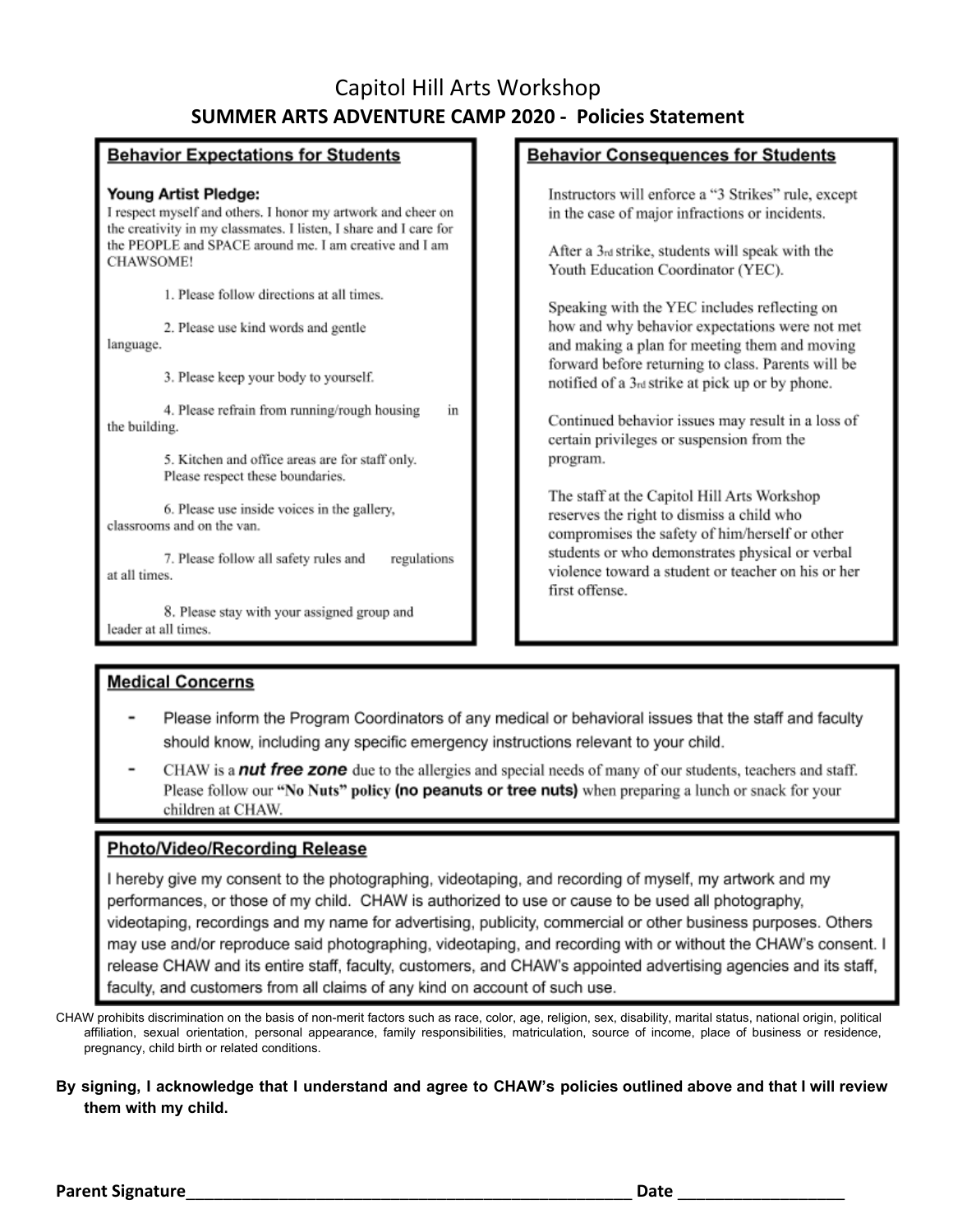# Capitol Hill Arts Workshop

## SUMMER ARTS ADVENTURE CAMP 2020 - Policies Statement

### Behavior Expectations for Students

**Young Artist Pledge:**

I respect myself and others. I honor my artwork and cheer on the creativity in my classmates. I listen, I share and I care for the PEOPLE and SPACE around me. I am creative and I am CHAWSOME!

1. Please follow directions at all times.
2. Please use kind words and gentle language.
3. Please keep your body to yourself.
4. Please refrain from running/rough housing in the building.
5. Kitchen and office areas are for staff only. Please respect these boundaries.
6. Please use inside voices in the gallery, classrooms and on the van.
7. Please follow all safety rules and regulations at all times.
8. Please stay with your assigned group and leader at all times.

### Behavior Consequences for Students

Instructors will enforce a "3 Strikes" rule, except in the case of major infractions or incidents.

After a 3rd strike, students will speak with the Youth Education Coordinator (YEC).

Speaking with the YEC includes reflecting on how and why behavior expectations were not met and making a plan for meeting them and moving forward before returning to class. Parents will be notified of a 3rd strike at pick up or by phone.

Continued behavior issues may result in a loss of certain privileges or suspension from the program.

The staff at the Capitol Hill Arts Workshop reserves the right to dismiss a child who compromises the safety of him/herself or other students or who demonstrates physical or verbal violence toward a student or teacher on his or her first offense.

### Medical Concerns

- Please inform the Program Coordinators of any medical or behavioral issues that the staff and faculty should know, including any specific emergency instructions relevant to your child.
- CHAW is a ***nut free zone*** due to the allergies and special needs of many of our students, teachers and staff. Please follow our **"No Nuts" policy (no peanuts or tree nuts)** when preparing a lunch or snack for your children at CHAW.

### Photo/Video/Recording Release

I hereby give my consent to the photographing, videotaping, and recording of myself, my artwork and my performances, or those of my child. CHAW is authorized to use or cause to be used all photography, videotaping, recordings and my name for advertising, publicity, commercial or other business purposes. Others may use and/or reproduce said photographing, videotaping, and recording with or without the CHAW's consent. I release CHAW and its entire staff, faculty, customers, and CHAW's appointed advertising agencies and its staff, faculty, and customers from all claims of any kind on account of such use.

CHAW prohibits discrimination on the basis of non-merit factors such as race, color, age, religion, sex, disability, marital status, national origin, political affiliation, sexual orientation, personal appearance, family responsibilities, matriculation, source of income, place of business or residence, pregnancy, child birth or related conditions.

**By signing, I acknowledge that I understand and agree to CHAW's policies outlined above and that I will review them with my child.**

**Parent Signature**\_\_\_\_\_\_\_\_\_\_\_\_\_\_\_\_\_\_\_\_\_\_\_\_\_\_\_\_\_\_\_\_\_\_\_\_\_\_\_\_\_\_\_\_\_\_\_\_\_\_ **Date** \_\_\_\_\_\_\_\_\_\_\_\_\_\_\_\_\_\_